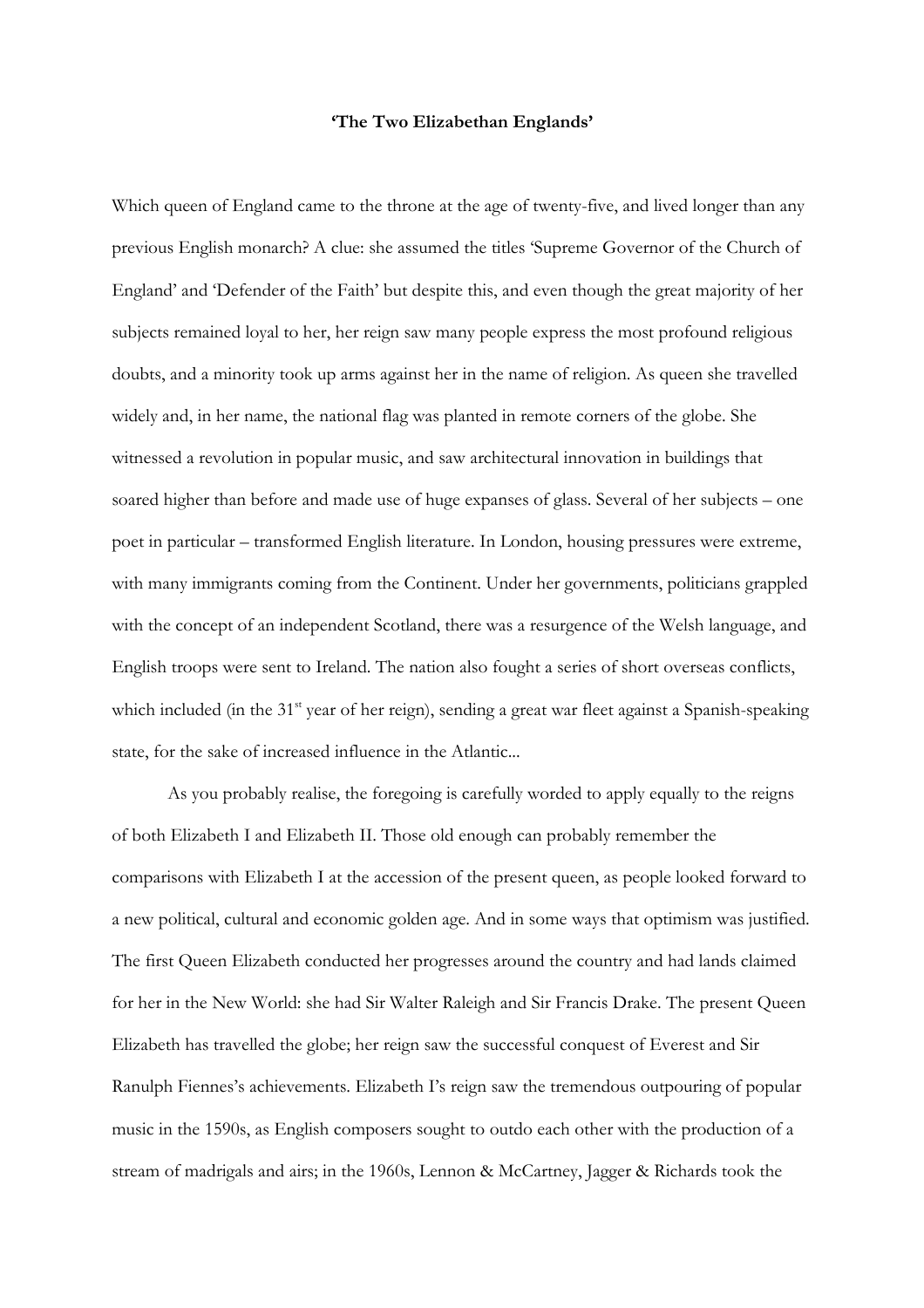**‘The Two Elizabethan Englands’**

Which queen of England came to the throne at the age of twenty-five, and lived longer than any previous English monarch? A clue: she assumed the titles ‘Supreme Governor of the Church of England’ and ‘Defender of the Faith’ but despite this, and even though the great majority of her subjects remained loyal to her, her reign saw many people express the most profound religious doubts, and a minority took up arms against her in the name of religion. As queen she travelled widely and, in her name, the national flag was planted in remote corners of the globe. She witnessed a revolution in popular music, and saw architectural innovation in buildings that soared higher than before and made use of huge expanses of glass. Several of her subjects – one poet in particular – transformed English literature. In London, housing pressures were extreme, with many immigrants coming from the Continent. Under her governments, politicians grappled with the concept of an independent Scotland, there was a resurgence of the Welsh language, and English troops were sent to Ireland. The nation also fought a series of short overseas conflicts, which included (in the 31st year of her reign), sending a great war fleet against a Spanish-speaking state, for the sake of increased influence in the Atlantic...

As you probably realise, the foregoing is carefully worded to apply equally to the reigns of both Elizabeth I and Elizabeth II. Those old enough can probably remember the comparisons with Elizabeth I at the accession of the present queen, as people looked forward to a new political, cultural and economic golden age. And in some ways that optimism was justified. The first Queen Elizabeth conducted her progresses around the country and had lands claimed for her in the New World: she had Sir Walter Raleigh and Sir Francis Drake. The present Queen Elizabeth has travelled the globe; her reign saw the successful conquest of Everest and Sir Ranulph Fiennes’s achievements. Elizabeth I’s reign saw the tremendous outpouring of popular music in the 1590s, as English composers sought to outdo each other with the production of a stream of madrigals and airs; in the 1960s, Lennon & McCartney, Jagger & Richards took the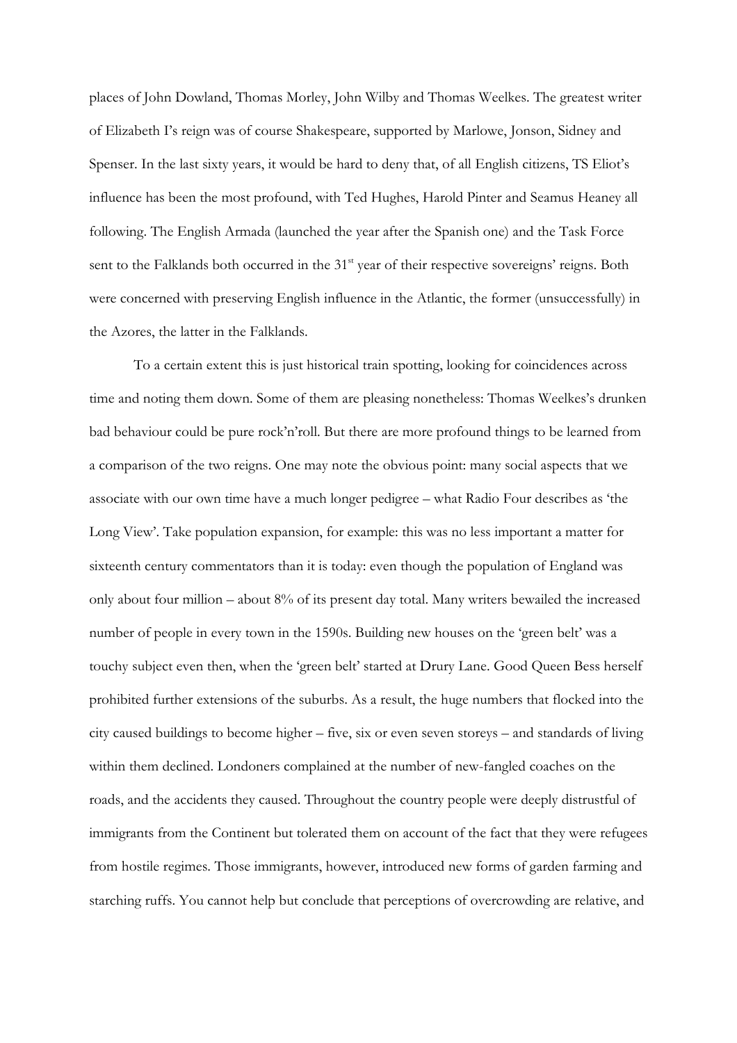places of John Dowland, Thomas Morley, John Wilby and Thomas Weelkes. The greatest writer of Elizabeth I's reign was of course Shakespeare, supported by Marlowe, Jonson, Sidney and Spenser. In the last sixty years, it would be hard to deny that, of all English citizens, TS Eliot's influence has been the most profound, with Ted Hughes, Harold Pinter and Seamus Heaney all following. The English Armada (launched the year after the Spanish one) and the Task Force sent to the Falklands both occurred in the 31st year of their respective sovereigns' reigns. Both were concerned with preserving English influence in the Atlantic, the former (unsuccessfully) in the Azores, the latter in the Falklands.

To a certain extent this is just historical train spotting, looking for coincidences across time and noting them down. Some of them are pleasing nonetheless: Thomas Weelkes's drunken bad behaviour could be pure rock'n'roll. But there are more profound things to be learned from a comparison of the two reigns. One may note the obvious point: many social aspects that we associate with our own time have a much longer pedigree – what Radio Four describes as 'the Long View'. Take population expansion, for example: this was no less important a matter for sixteenth century commentators than it is today: even though the population of England was only about four million – about 8% of its present day total. Many writers bewailed the increased number of people in every town in the 1590s. Building new houses on the 'green belt' was a touchy subject even then, when the 'green belt' started at Drury Lane. Good Queen Bess herself prohibited further extensions of the suburbs. As a result, the huge numbers that flocked into the city caused buildings to become higher – five, six or even seven storeys – and standards of living within them declined. Londoners complained at the number of new-fangled coaches on the roads, and the accidents they caused. Throughout the country people were deeply distrustful of immigrants from the Continent but tolerated them on account of the fact that they were refugees from hostile regimes. Those immigrants, however, introduced new forms of garden farming and starching ruffs. You cannot help but conclude that perceptions of overcrowding are relative, and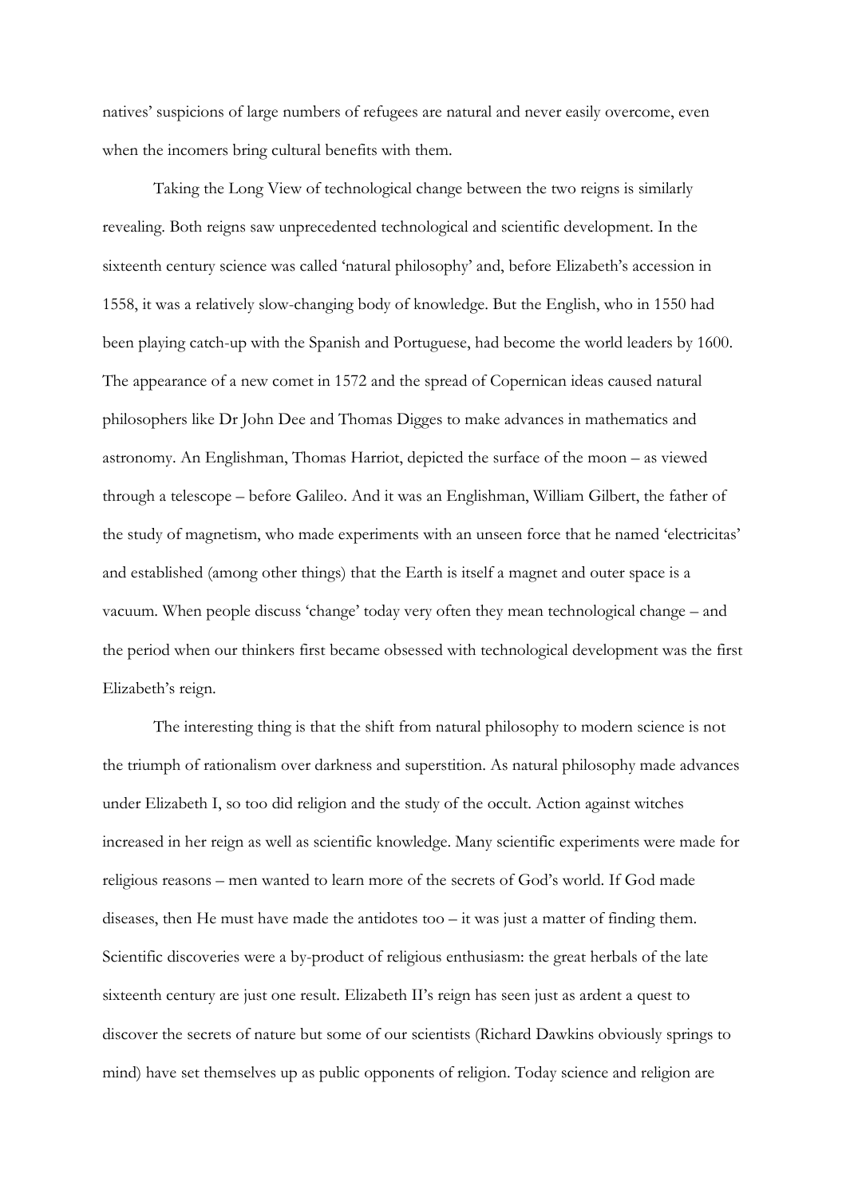natives' suspicions of large numbers of refugees are natural and never easily overcome, even when the incomers bring cultural benefits with them.

Taking the Long View of technological change between the two reigns is similarly revealing. Both reigns saw unprecedented technological and scientific development. In the sixteenth century science was called 'natural philosophy' and, before Elizabeth's accession in 1558, it was a relatively slow-changing body of knowledge. But the English, who in 1550 had been playing catch-up with the Spanish and Portuguese, had become the world leaders by 1600. The appearance of a new comet in 1572 and the spread of Copernican ideas caused natural philosophers like Dr John Dee and Thomas Digges to make advances in mathematics and astronomy. An Englishman, Thomas Harriot, depicted the surface of the moon – as viewed through a telescope – before Galileo. And it was an Englishman, William Gilbert, the father of the study of magnetism, who made experiments with an unseen force that he named 'electricitas' and established (among other things) that the Earth is itself a magnet and outer space is a vacuum. When people discuss 'change' today very often they mean technological change – and the period when our thinkers first became obsessed with technological development was the first Elizabeth's reign.

The interesting thing is that the shift from natural philosophy to modern science is not the triumph of rationalism over darkness and superstition. As natural philosophy made advances under Elizabeth I, so too did religion and the study of the occult. Action against witches increased in her reign as well as scientific knowledge. Many scientific experiments were made for religious reasons – men wanted to learn more of the secrets of God's world. If God made diseases, then He must have made the antidotes too – it was just a matter of finding them. Scientific discoveries were a by-product of religious enthusiasm: the great herbals of the late sixteenth century are just one result. Elizabeth II's reign has seen just as ardent a quest to discover the secrets of nature but some of our scientists (Richard Dawkins obviously springs to mind) have set themselves up as public opponents of religion. Today science and religion are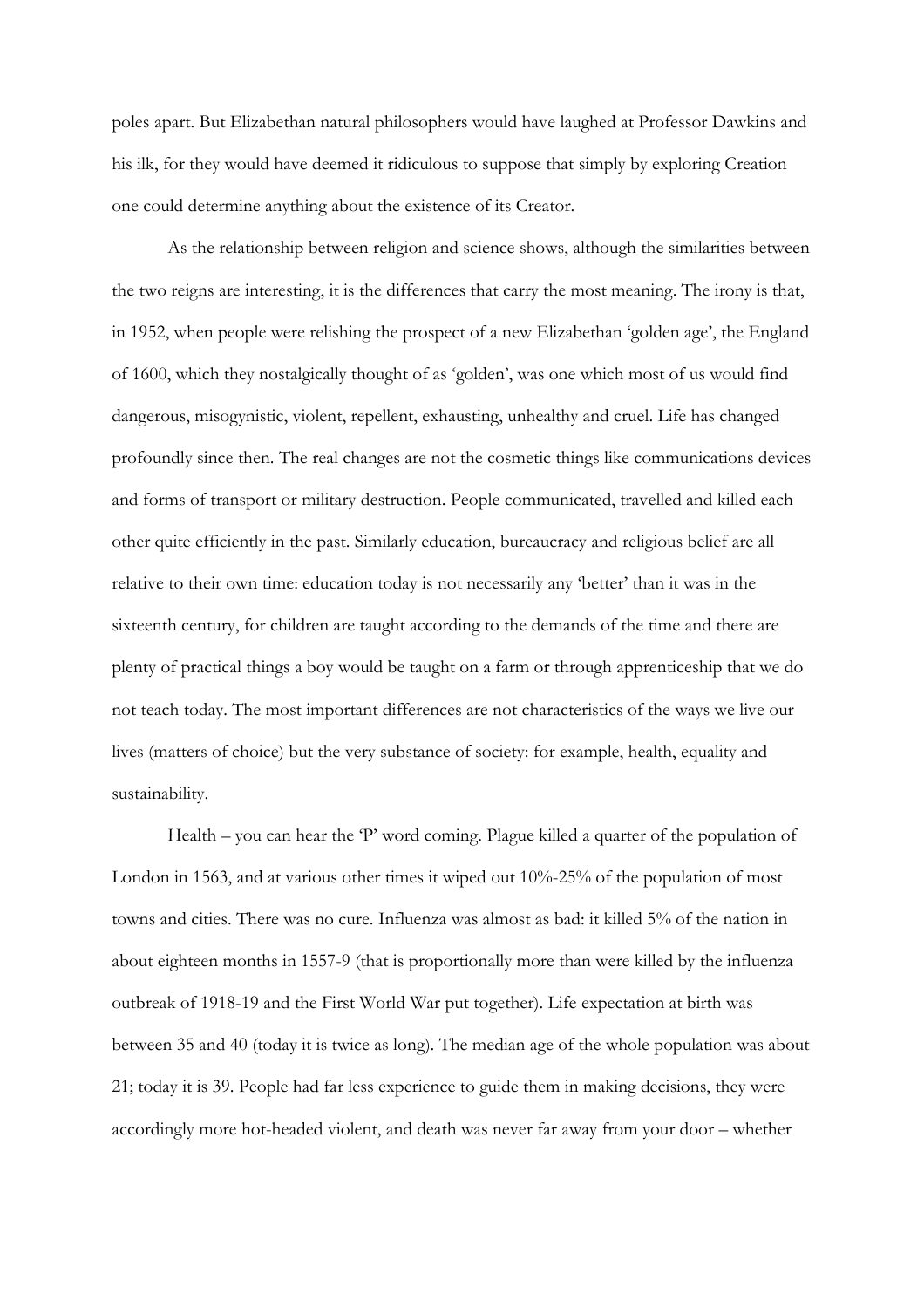poles apart. But Elizabethan natural philosophers would have laughed at Professor Dawkins and his ilk, for they would have deemed it ridiculous to suppose that simply by exploring Creation one could determine anything about the existence of its Creator.

As the relationship between religion and science shows, although the similarities between the two reigns are interesting, it is the differences that carry the most meaning. The irony is that, in 1952, when people were relishing the prospect of a new Elizabethan 'golden age', the England of 1600, which they nostalgically thought of as 'golden', was one which most of us would find dangerous, misogynistic, violent, repellent, exhausting, unhealthy and cruel. Life has changed profoundly since then. The real changes are not the cosmetic things like communications devices and forms of transport or military destruction. People communicated, travelled and killed each other quite efficiently in the past. Similarly education, bureaucracy and religious belief are all relative to their own time: education today is not necessarily any 'better' than it was in the sixteenth century, for children are taught according to the demands of the time and there are plenty of practical things a boy would be taught on a farm or through apprenticeship that we do not teach today. The most important differences are not characteristics of the ways we live our lives (matters of choice) but the very substance of society: for example, health, equality and sustainability.

Health – you can hear the 'P' word coming. Plague killed a quarter of the population of London in 1563, and at various other times it wiped out 10%-25% of the population of most towns and cities. There was no cure. Influenza was almost as bad: it killed 5% of the nation in about eighteen months in 1557-9 (that is proportionally more than were killed by the influenza outbreak of 1918-19 and the First World War put together). Life expectation at birth was between 35 and 40 (today it is twice as long). The median age of the whole population was about 21; today it is 39. People had far less experience to guide them in making decisions, they were accordingly more hot-headed violent, and death was never far away from your door – whether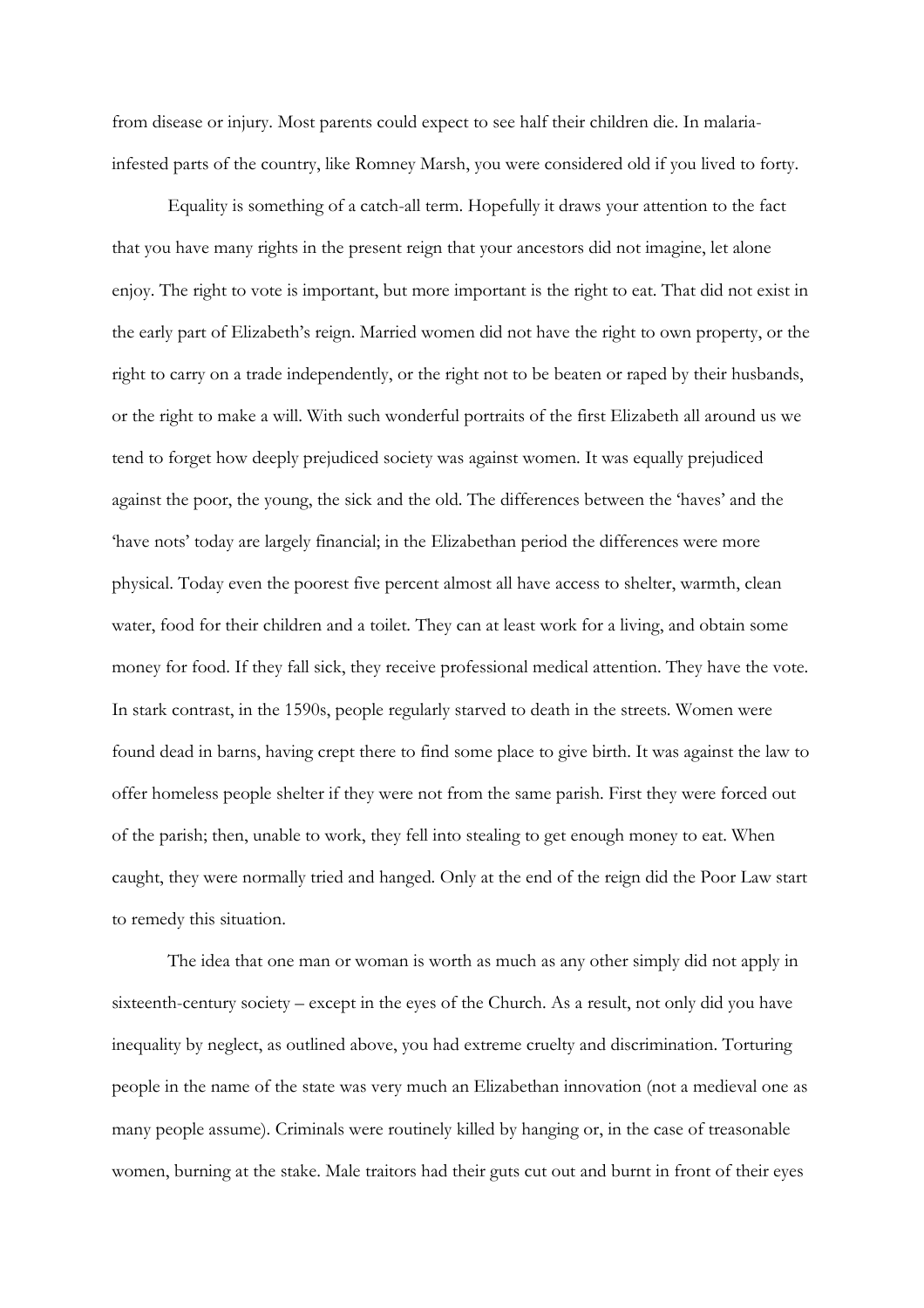from disease or injury. Most parents could expect to see half their children die. In malaria-infested parts of the country, like Romney Marsh, you were considered old if you lived to forty.

Equality is something of a catch-all term. Hopefully it draws your attention to the fact that you have many rights in the present reign that your ancestors did not imagine, let alone enjoy. The right to vote is important, but more important is the right to eat. That did not exist in the early part of Elizabeth's reign. Married women did not have the right to own property, or the right to carry on a trade independently, or the right not to be beaten or raped by their husbands, or the right to make a will. With such wonderful portraits of the first Elizabeth all around us we tend to forget how deeply prejudiced society was against women. It was equally prejudiced against the poor, the young, the sick and the old. The differences between the 'haves' and the 'have nots' today are largely financial; in the Elizabethan period the differences were more physical. Today even the poorest five percent almost all have access to shelter, warmth, clean water, food for their children and a toilet. They can at least work for a living, and obtain some money for food. If they fall sick, they receive professional medical attention. They have the vote. In stark contrast, in the 1590s, people regularly starved to death in the streets. Women were found dead in barns, having crept there to find some place to give birth. It was against the law to offer homeless people shelter if they were not from the same parish. First they were forced out of the parish; then, unable to work, they fell into stealing to get enough money to eat. When caught, they were normally tried and hanged. Only at the end of the reign did the Poor Law start to remedy this situation.

The idea that one man or woman is worth as much as any other simply did not apply in sixteenth-century society – except in the eyes of the Church. As a result, not only did you have inequality by neglect, as outlined above, you had extreme cruelty and discrimination. Torturing people in the name of the state was very much an Elizabethan innovation (not a medieval one as many people assume). Criminals were routinely killed by hanging or, in the case of treasonable women, burning at the stake. Male traitors had their guts cut out and burnt in front of their eyes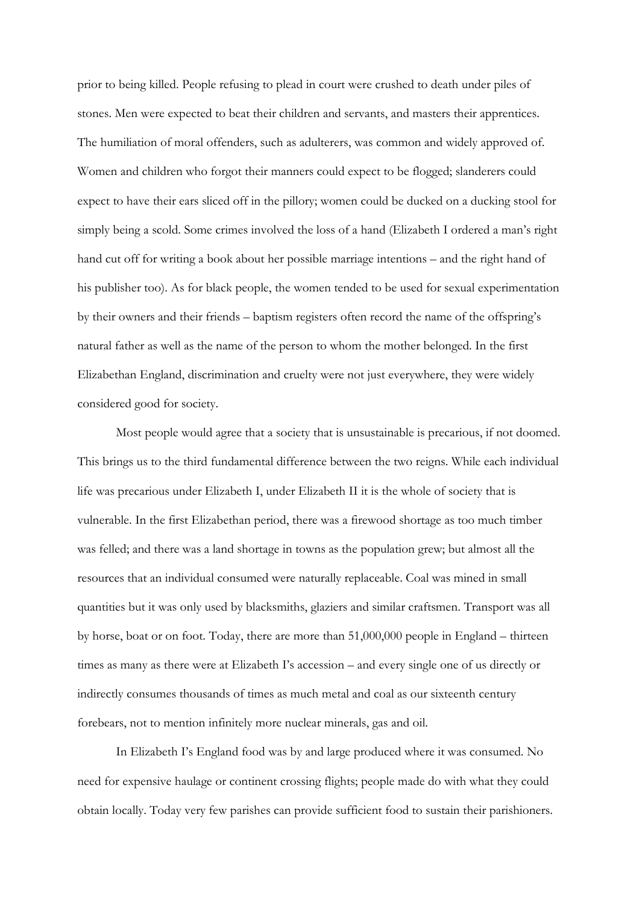prior to being killed. People refusing to plead in court were crushed to death under piles of stones. Men were expected to beat their children and servants, and masters their apprentices. The humiliation of moral offenders, such as adulterers, was common and widely approved of. Women and children who forgot their manners could expect to be flogged; slanderers could expect to have their ears sliced off in the pillory; women could be ducked on a ducking stool for simply being a scold. Some crimes involved the loss of a hand (Elizabeth I ordered a man's right hand cut off for writing a book about her possible marriage intentions – and the right hand of his publisher too). As for black people, the women tended to be used for sexual experimentation by their owners and their friends – baptism registers often record the name of the offspring's natural father as well as the name of the person to whom the mother belonged. In the first Elizabethan England, discrimination and cruelty were not just everywhere, they were widely considered good for society.

Most people would agree that a society that is unsustainable is precarious, if not doomed. This brings us to the third fundamental difference between the two reigns. While each individual life was precarious under Elizabeth I, under Elizabeth II it is the whole of society that is vulnerable. In the first Elizabethan period, there was a firewood shortage as too much timber was felled; and there was a land shortage in towns as the population grew; but almost all the resources that an individual consumed were naturally replaceable. Coal was mined in small quantities but it was only used by blacksmiths, glaziers and similar craftsmen. Transport was all by horse, boat or on foot. Today, there are more than 51,000,000 people in England – thirteen times as many as there were at Elizabeth I's accession – and every single one of us directly or indirectly consumes thousands of times as much metal and coal as our sixteenth century forebears, not to mention infinitely more nuclear minerals, gas and oil.

In Elizabeth I's England food was by and large produced where it was consumed. No need for expensive haulage or continent crossing flights; people made do with what they could obtain locally. Today very few parishes can provide sufficient food to sustain their parishioners.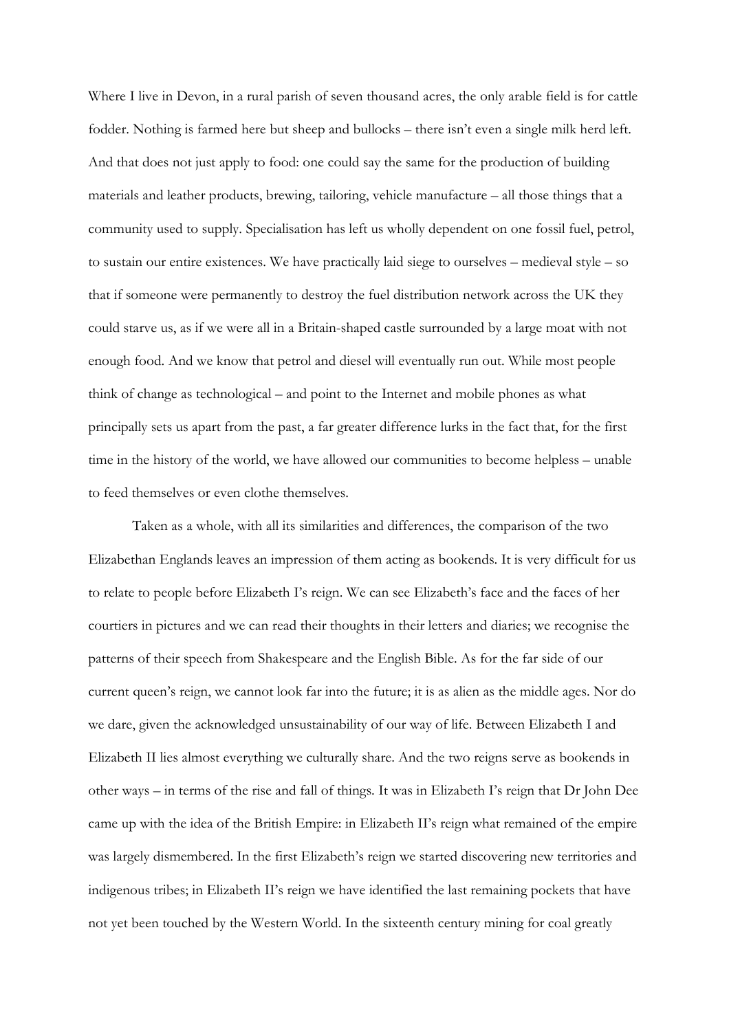Where I live in Devon, in a rural parish of seven thousand acres, the only arable field is for cattle fodder. Nothing is farmed here but sheep and bullocks – there isn't even a single milk herd left. And that does not just apply to food: one could say the same for the production of building materials and leather products, brewing, tailoring, vehicle manufacture – all those things that a community used to supply. Specialisation has left us wholly dependent on one fossil fuel, petrol, to sustain our entire existences. We have practically laid siege to ourselves – medieval style – so that if someone were permanently to destroy the fuel distribution network across the UK they could starve us, as if we were all in a Britain-shaped castle surrounded by a large moat with not enough food. And we know that petrol and diesel will eventually run out. While most people think of change as technological – and point to the Internet and mobile phones as what principally sets us apart from the past, a far greater difference lurks in the fact that, for the first time in the history of the world, we have allowed our communities to become helpless – unable to feed themselves or even clothe themselves.

Taken as a whole, with all its similarities and differences, the comparison of the two Elizabethan Englands leaves an impression of them acting as bookends. It is very difficult for us to relate to people before Elizabeth I's reign. We can see Elizabeth's face and the faces of her courtiers in pictures and we can read their thoughts in their letters and diaries; we recognise the patterns of their speech from Shakespeare and the English Bible. As for the far side of our current queen's reign, we cannot look far into the future; it is as alien as the middle ages. Nor do we dare, given the acknowledged unsustainability of our way of life. Between Elizabeth I and Elizabeth II lies almost everything we culturally share. And the two reigns serve as bookends in other ways – in terms of the rise and fall of things. It was in Elizabeth I's reign that Dr John Dee came up with the idea of the British Empire: in Elizabeth II's reign what remained of the empire was largely dismembered. In the first Elizabeth's reign we started discovering new territories and indigenous tribes; in Elizabeth II's reign we have identified the last remaining pockets that have not yet been touched by the Western World. In the sixteenth century mining for coal greatly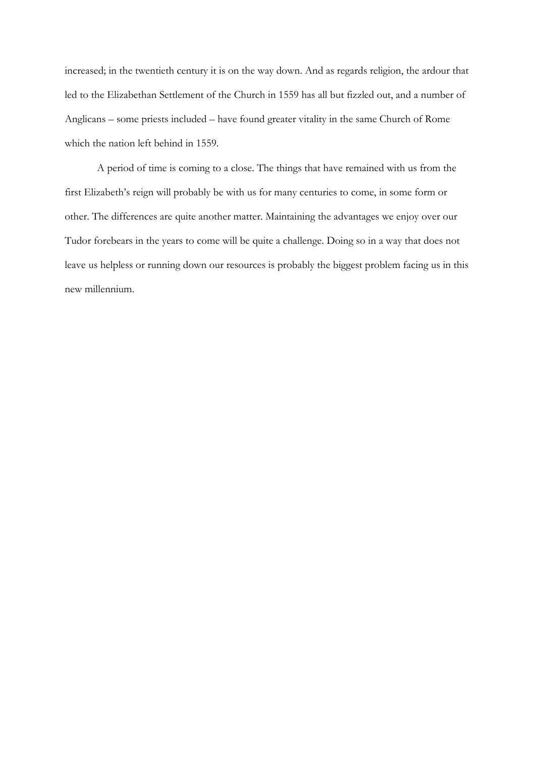increased; in the twentieth century it is on the way down. And as regards religion, the ardour that led to the Elizabethan Settlement of the Church in 1559 has all but fizzled out, and a number of Anglicans – some priests included – have found greater vitality in the same Church of Rome which the nation left behind in 1559.

A period of time is coming to a close. The things that have remained with us from the first Elizabeth's reign will probably be with us for many centuries to come, in some form or other. The differences are quite another matter. Maintaining the advantages we enjoy over our Tudor forebears in the years to come will be quite a challenge. Doing so in a way that does not leave us helpless or running down our resources is probably the biggest problem facing us in this new millennium.